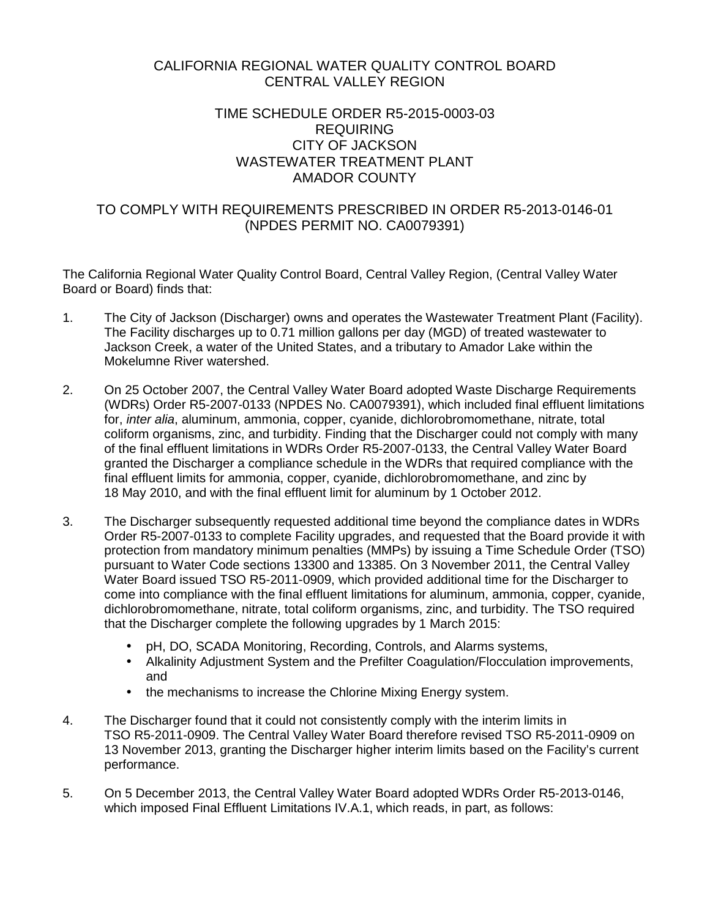# CALIFORNIA REGIONAL WATER QUALITY CONTROL BOARD
# CENTRAL VALLEY REGION

## TIME SCHEDULE ORDER R5-2015-0003-03
## REQUIRING
## CITY OF JACKSON
## WASTEWATER TREATMENT PLANT
## AMADOR COUNTY

## TO COMPLY WITH REQUIREMENTS PRESCRIBED IN ORDER R5-2013-0146-01 (NPDES PERMIT NO. CA0079391)

The California Regional Water Quality Control Board, Central Valley Region, (Central Valley Water Board or Board) finds that:

1. The City of Jackson (Discharger) owns and operates the Wastewater Treatment Plant (Facility). The Facility discharges up to 0.71 million gallons per day (MGD) of treated wastewater to Jackson Creek, a water of the United States, and a tributary to Amador Lake within the Mokelumne River watershed.

2. On 25 October 2007, the Central Valley Water Board adopted Waste Discharge Requirements (WDRs) Order R5-2007-0133 (NPDES No. CA0079391), which included final effluent limitations for, *inter alia*, aluminum, ammonia, copper, cyanide, dichlorobromomethane, nitrate, total coliform organisms, zinc, and turbidity. Finding that the Discharger could not comply with many of the final effluent limitations in WDRs Order R5-2007-0133, the Central Valley Water Board granted the Discharger a compliance schedule in the WDRs that required compliance with the final effluent limits for ammonia, copper, cyanide, dichlorobromomethane, and zinc by 18 May 2010, and with the final effluent limit for aluminum by 1 October 2012.

3. The Discharger subsequently requested additional time beyond the compliance dates in WDRs Order R5-2007-0133 to complete Facility upgrades, and requested that the Board provide it with protection from mandatory minimum penalties (MMPs) by issuing a Time Schedule Order (TSO) pursuant to Water Code sections 13300 and 13385. On 3 November 2011, the Central Valley Water Board issued TSO R5-2011-0909, which provided additional time for the Discharger to come into compliance with the final effluent limitations for aluminum, ammonia, copper, cyanide, dichlorobromomethane, nitrate, total coliform organisms, zinc, and turbidity. The TSO required that the Discharger complete the following upgrades by 1 March 2015:
   - pH, DO, SCADA Monitoring, Recording, Controls, and Alarms systems,
   - Alkalinity Adjustment System and the Prefilter Coagulation/Flocculation improvements, and
   - the mechanisms to increase the Chlorine Mixing Energy system.

4. The Discharger found that it could not consistently comply with the interim limits in TSO R5-2011-0909. The Central Valley Water Board therefore revised TSO R5-2011-0909 on 13 November 2013, granting the Discharger higher interim limits based on the Facility's current performance.

5. On 5 December 2013, the Central Valley Water Board adopted WDRs Order R5-2013-0146, which imposed Final Effluent Limitations IV.A.1, which reads, in part, as follows: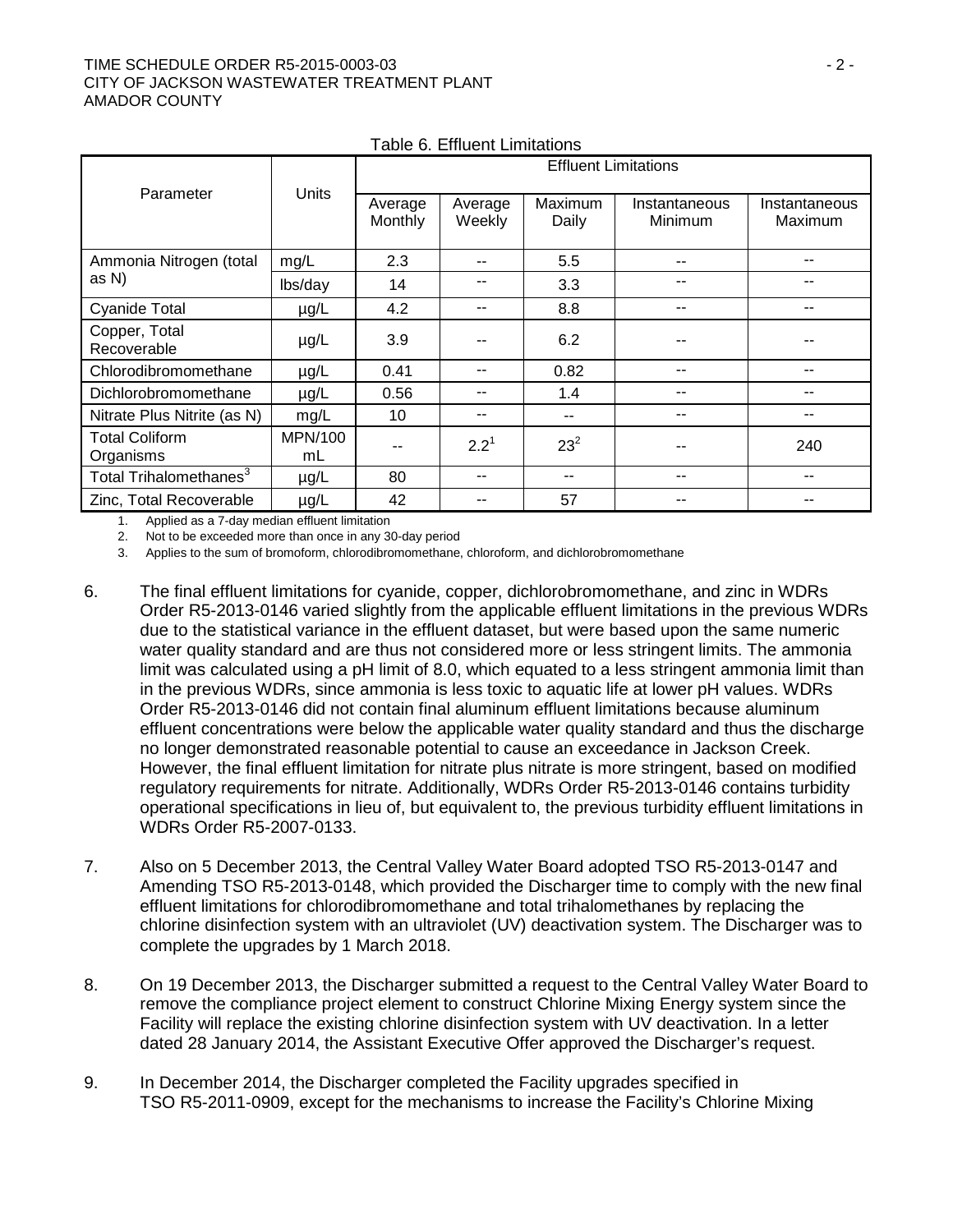Table 6. Effluent Limitations

| Parameter | Units | Effluent Limitations | | | | |
|---|---|---|---|---|---|---|
| | | Average Monthly | Average Weekly | Maximum Daily | Instantaneous Minimum | Instantaneous Maximum |
| Ammonia Nitrogen (total as N) | mg/L | 2.3 | -- | 5.5 | -- | -- |
| | lbs/day | 14 | -- | 3.3 | -- | -- |
| Cyanide Total | µg/L | 4.2 | -- | 8.8 | -- | -- |
| Copper, Total Recoverable | µg/L | 3.9 | -- | 6.2 | -- | -- |
| Chlorodibromomethane | µg/L | 0.41 | -- | 0.82 | -- | -- |
| Dichlorobromomethane | µg/L | 0.56 | -- | 1.4 | -- | -- |
| Nitrate Plus Nitrite (as N) | mg/L | 10 | -- | -- | -- | -- |
| Total Coliform Organisms | MPN/100 mL | -- | 2.2[1] | 23[2] | -- | 240 |
| Total Trihalomethanes[3] | µg/L | 80 | -- | -- | -- | -- |
| Zinc, Total Recoverable | µg/L | 42 | -- | 57 | -- | -- |

1. Applied as a 7-day median effluent limitation
2. Not to be exceeded more than once in any 30-day period
3. Applies to the sum of bromoform, chlorodibromomethane, chloroform, and dichlorobromomethane

6. The final effluent limitations for cyanide, copper, dichlorobromomethane, and zinc in WDRs Order R5-2013-0146 varied slightly from the applicable effluent limitations in the previous WDRs due to the statistical variance in the effluent dataset, but were based upon the same numeric water quality standard and are thus not considered more or less stringent limits. The ammonia limit was calculated using a pH limit of 8.0, which equated to a less stringent ammonia limit than in the previous WDRs, since ammonia is less toxic to aquatic life at lower pH values. WDRs Order R5-2013-0146 did not contain final aluminum effluent limitations because aluminum effluent concentrations were below the applicable water quality standard and thus the discharge no longer demonstrated reasonable potential to cause an exceedance in Jackson Creek. However, the final effluent limitation for nitrate plus nitrate is more stringent, based on modified regulatory requirements for nitrate. Additionally, WDRs Order R5-2013-0146 contains turbidity operational specifications in lieu of, but equivalent to, the previous turbidity effluent limitations in WDRs Order R5-2007-0133.

7. Also on 5 December 2013, the Central Valley Water Board adopted TSO R5-2013-0147 and Amending TSO R5-2013-0148, which provided the Discharger time to comply with the new final effluent limitations for chlorodibromomethane and total trihalomethanes by replacing the chlorine disinfection system with an ultraviolet (UV) deactivation system. The Discharger was to complete the upgrades by 1 March 2018.

8. On 19 December 2013, the Discharger submitted a request to the Central Valley Water Board to remove the compliance project element to construct Chlorine Mixing Energy system since the Facility will replace the existing chlorine disinfection system with UV deactivation. In a letter dated 28 January 2014, the Assistant Executive Offer approved the Discharger's request.

9. In December 2014, the Discharger completed the Facility upgrades specified in TSO R5-2011-0909, except for the mechanisms to increase the Facility's Chlorine Mixing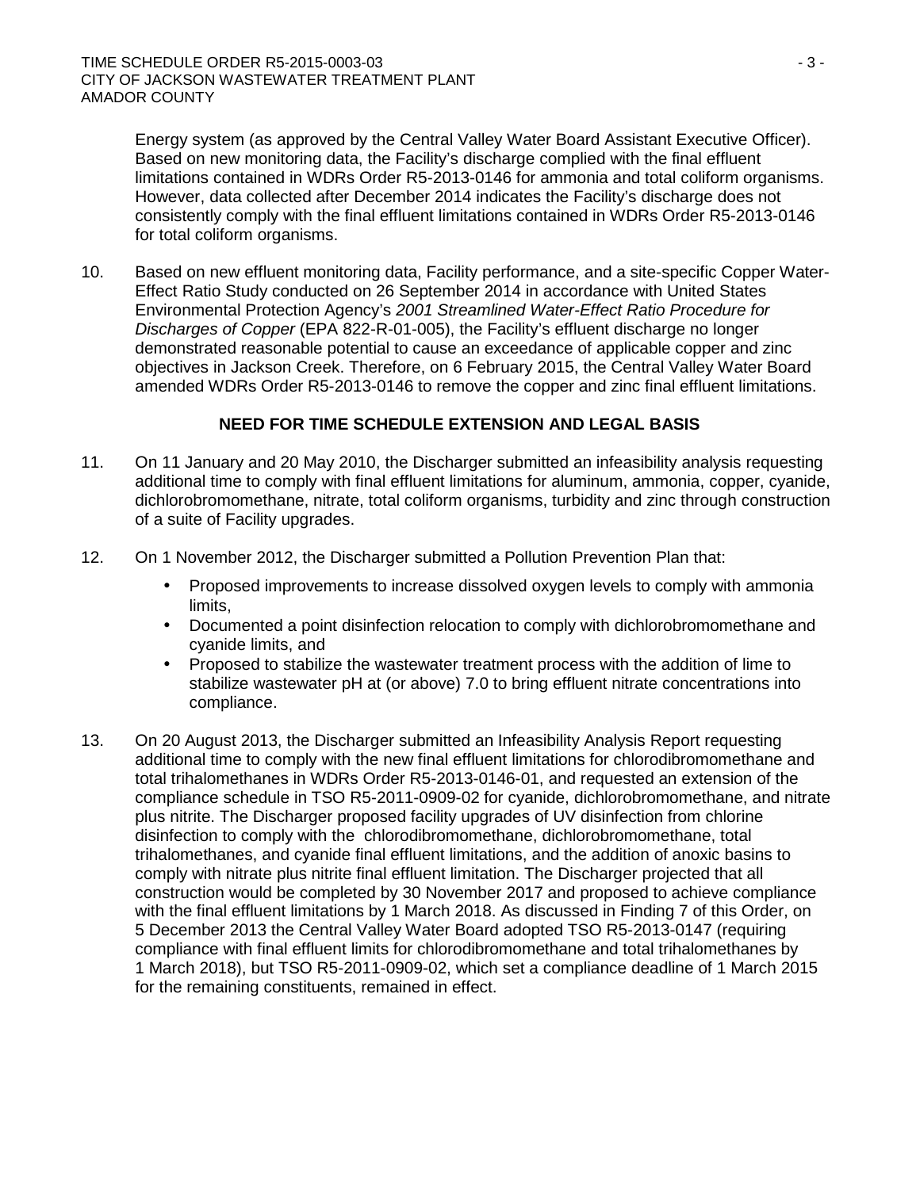Energy system (as approved by the Central Valley Water Board Assistant Executive Officer). Based on new monitoring data, the Facility's discharge complied with the final effluent limitations contained in WDRs Order R5-2013-0146 for ammonia and total coliform organisms. However, data collected after December 2014 indicates the Facility's discharge does not consistently comply with the final effluent limitations contained in WDRs Order R5-2013-0146 for total coliform organisms.

10. Based on new effluent monitoring data, Facility performance, and a site-specific Copper Water-Effect Ratio Study conducted on 26 September 2014 in accordance with United States Environmental Protection Agency's *2001 Streamlined Water-Effect Ratio Procedure for Discharges of Copper* (EPA 822-R-01-005), the Facility's effluent discharge no longer demonstrated reasonable potential to cause an exceedance of applicable copper and zinc objectives in Jackson Creek. Therefore, on 6 February 2015, the Central Valley Water Board amended WDRs Order R5-2013-0146 to remove the copper and zinc final effluent limitations.

## NEED FOR TIME SCHEDULE EXTENSION AND LEGAL BASIS

11. On 11 January and 20 May 2010, the Discharger submitted an infeasibility analysis requesting additional time to comply with final effluent limitations for aluminum, ammonia, copper, cyanide, dichlorobromomethane, nitrate, total coliform organisms, turbidity and zinc through construction of a suite of Facility upgrades.

12. On 1 November 2012, the Discharger submitted a Pollution Prevention Plan that:
    - Proposed improvements to increase dissolved oxygen levels to comply with ammonia limits,
    - Documented a point disinfection relocation to comply with dichlorobromomethane and cyanide limits, and
    - Proposed to stabilize the wastewater treatment process with the addition of lime to stabilize wastewater pH at (or above) 7.0 to bring effluent nitrate concentrations into compliance.

13. On 20 August 2013, the Discharger submitted an Infeasibility Analysis Report requesting additional time to comply with the new final effluent limitations for chlorodibromomethane and total trihalomethanes in WDRs Order R5-2013-0146-01, and requested an extension of the compliance schedule in TSO R5-2011-0909-02 for cyanide, dichlorobromomethane, and nitrate plus nitrite. The Discharger proposed facility upgrades of UV disinfection from chlorine disinfection to comply with the chlorodibromomethane, dichlorobromomethane, total trihalomethanes, and cyanide final effluent limitations, and the addition of anoxic basins to comply with nitrate plus nitrite final effluent limitation. The Discharger projected that all construction would be completed by 30 November 2017 and proposed to achieve compliance with the final effluent limitations by 1 March 2018. As discussed in Finding 7 of this Order, on 5 December 2013 the Central Valley Water Board adopted TSO R5-2013-0147 (requiring compliance with final effluent limits for chlorodibromomethane and total trihalomethanes by 1 March 2018), but TSO R5-2011-0909-02, which set a compliance deadline of 1 March 2015 for the remaining constituents, remained in effect.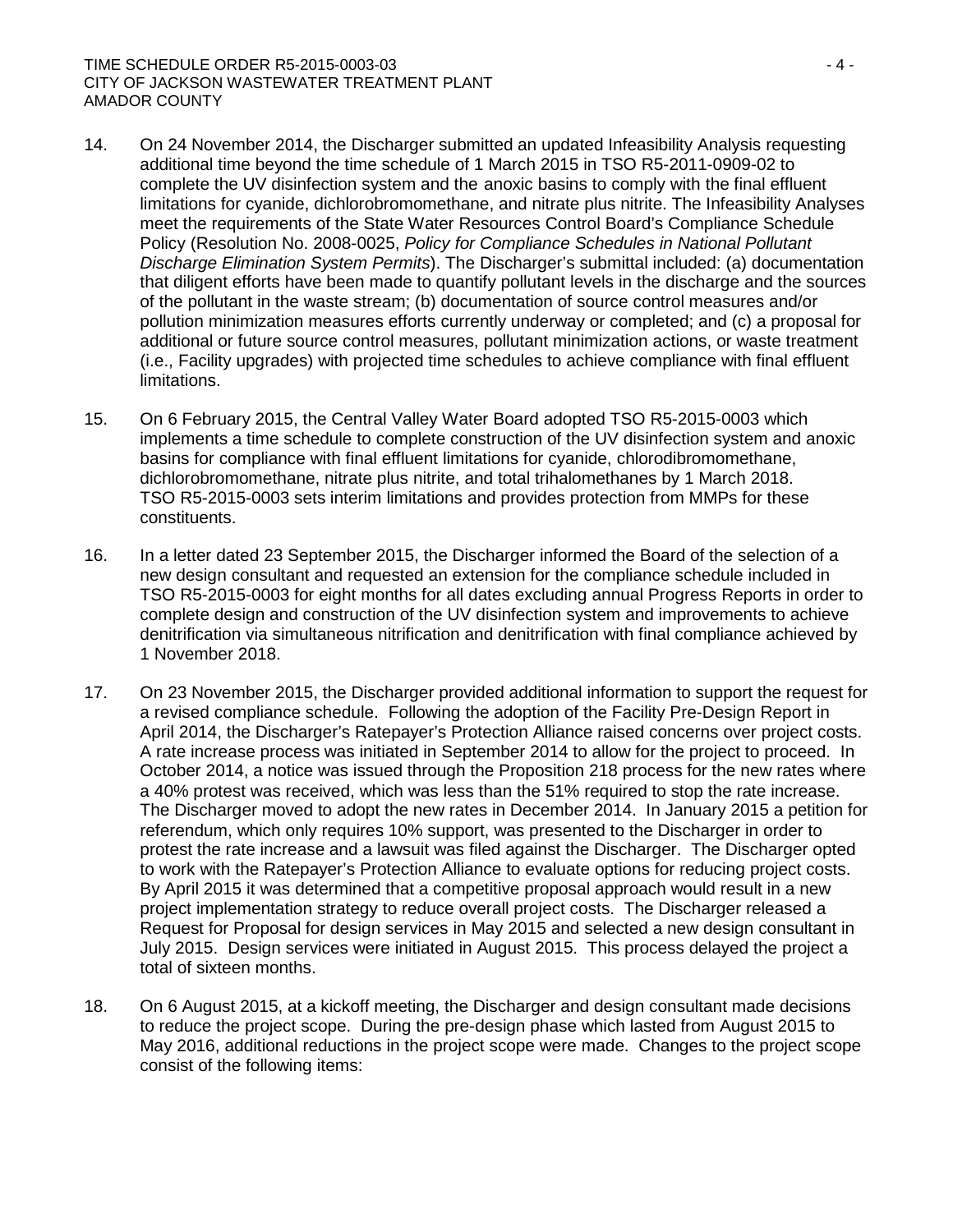14. On 24 November 2014, the Discharger submitted an updated Infeasibility Analysis requesting additional time beyond the time schedule of 1 March 2015 in TSO R5-2011-0909-02 to complete the UV disinfection system and the anoxic basins to comply with the final effluent limitations for cyanide, dichlorobromomethane, and nitrate plus nitrite. The Infeasibility Analyses meet the requirements of the State Water Resources Control Board's Compliance Schedule Policy (Resolution No. 2008-0025, *Policy for Compliance Schedules in National Pollutant Discharge Elimination System Permits*). The Discharger's submittal included: (a) documentation that diligent efforts have been made to quantify pollutant levels in the discharge and the sources of the pollutant in the waste stream; (b) documentation of source control measures and/or pollution minimization measures efforts currently underway or completed; and (c) a proposal for additional or future source control measures, pollutant minimization actions, or waste treatment (i.e., Facility upgrades) with projected time schedules to achieve compliance with final effluent limitations.

15. On 6 February 2015, the Central Valley Water Board adopted TSO R5-2015-0003 which implements a time schedule to complete construction of the UV disinfection system and anoxic basins for compliance with final effluent limitations for cyanide, chlorodibromomethane, dichlorobromomethane, nitrate plus nitrite, and total trihalomethanes by 1 March 2018. TSO R5-2015-0003 sets interim limitations and provides protection from MMPs for these constituents.

16. In a letter dated 23 September 2015, the Discharger informed the Board of the selection of a new design consultant and requested an extension for the compliance schedule included in TSO R5-2015-0003 for eight months for all dates excluding annual Progress Reports in order to complete design and construction of the UV disinfection system and improvements to achieve denitrification via simultaneous nitrification and denitrification with final compliance achieved by 1 November 2018.

17. On 23 November 2015, the Discharger provided additional information to support the request for a revised compliance schedule. Following the adoption of the Facility Pre-Design Report in April 2014, the Discharger's Ratepayer's Protection Alliance raised concerns over project costs. A rate increase process was initiated in September 2014 to allow for the project to proceed. In October 2014, a notice was issued through the Proposition 218 process for the new rates where a 40% protest was received, which was less than the 51% required to stop the rate increase. The Discharger moved to adopt the new rates in December 2014. In January 2015 a petition for referendum, which only requires 10% support, was presented to the Discharger in order to protest the rate increase and a lawsuit was filed against the Discharger. The Discharger opted to work with the Ratepayer's Protection Alliance to evaluate options for reducing project costs. By April 2015 it was determined that a competitive proposal approach would result in a new project implementation strategy to reduce overall project costs. The Discharger released a Request for Proposal for design services in May 2015 and selected a new design consultant in July 2015. Design services were initiated in August 2015. This process delayed the project a total of sixteen months.

18. On 6 August 2015, at a kickoff meeting, the Discharger and design consultant made decisions to reduce the project scope. During the pre-design phase which lasted from August 2015 to May 2016, additional reductions in the project scope were made. Changes to the project scope consist of the following items: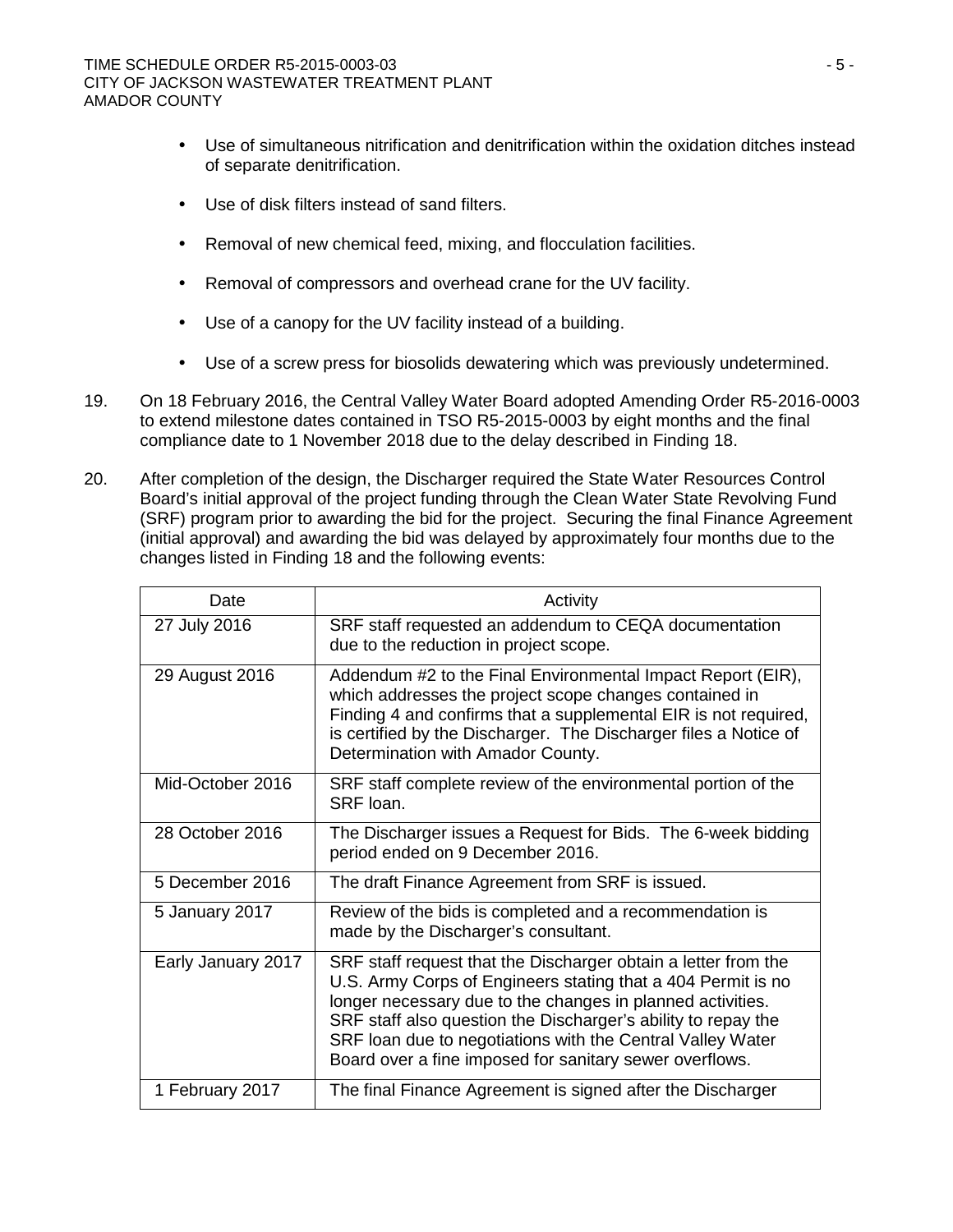- Use of simultaneous nitrification and denitrification within the oxidation ditches instead of separate denitrification.
- Use of disk filters instead of sand filters.
- Removal of new chemical feed, mixing, and flocculation facilities.
- Removal of compressors and overhead crane for the UV facility.
- Use of a canopy for the UV facility instead of a building.
- Use of a screw press for biosolids dewatering which was previously undetermined.

19. On 18 February 2016, the Central Valley Water Board adopted Amending Order R5-2016-0003 to extend milestone dates contained in TSO R5-2015-0003 by eight months and the final compliance date to 1 November 2018 due to the delay described in Finding 18.

20. After completion of the design, the Discharger required the State Water Resources Control Board's initial approval of the project funding through the Clean Water State Revolving Fund (SRF) program prior to awarding the bid for the project. Securing the final Finance Agreement (initial approval) and awarding the bid was delayed by approximately four months due to the changes listed in Finding 18 and the following events:

| Date | Activity |
|---|---|
| 27 July 2016 | SRF staff requested an addendum to CEQA documentation due to the reduction in project scope. |
| 29 August 2016 | Addendum #2 to the Final Environmental Impact Report (EIR), which addresses the project scope changes contained in Finding 4 and confirms that a supplemental EIR is not required, is certified by the Discharger. The Discharger files a Notice of Determination with Amador County. |
| Mid-October 2016 | SRF staff complete review of the environmental portion of the SRF loan. |
| 28 October 2016 | The Discharger issues a Request for Bids. The 6-week bidding period ended on 9 December 2016. |
| 5 December 2016 | The draft Finance Agreement from SRF is issued. |
| 5 January 2017 | Review of the bids is completed and a recommendation is made by the Discharger's consultant. |
| Early January 2017 | SRF staff request that the Discharger obtain a letter from the U.S. Army Corps of Engineers stating that a 404 Permit is no longer necessary due to the changes in planned activities. SRF staff also question the Discharger's ability to repay the SRF loan due to negotiations with the Central Valley Water Board over a fine imposed for sanitary sewer overflows. |
| 1 February 2017 | The final Finance Agreement is signed after the Discharger |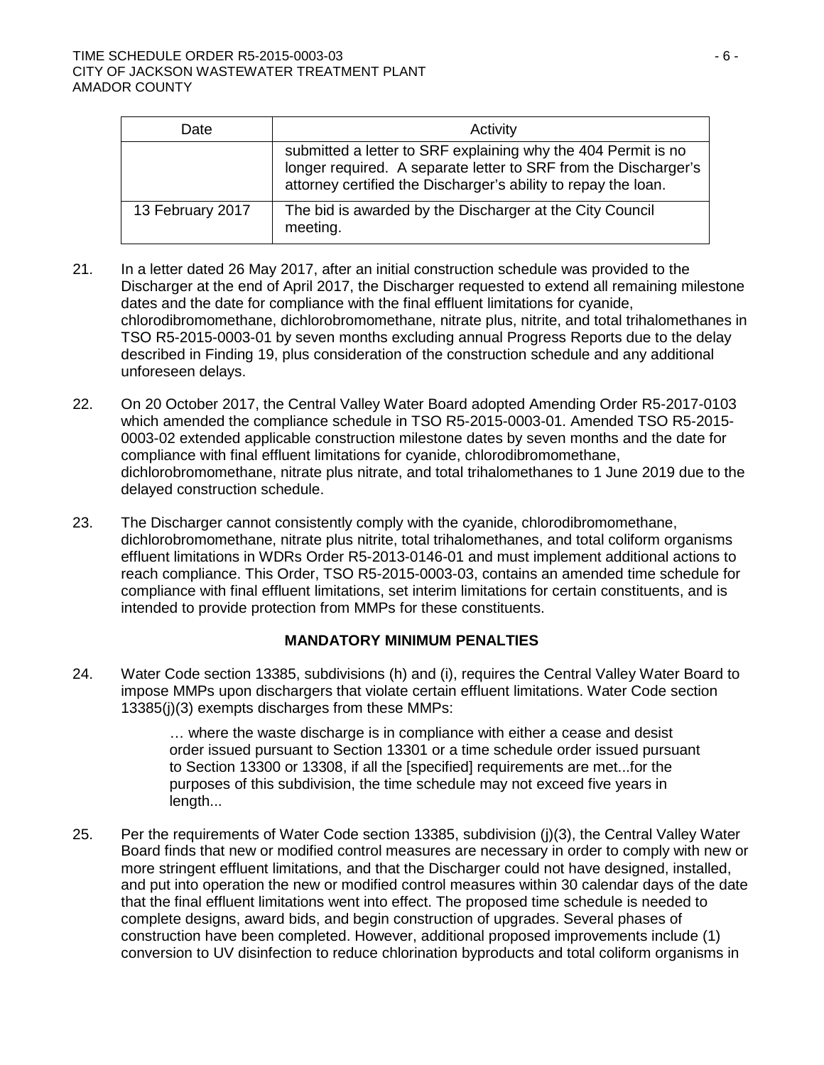| Date | Activity |
| --- | --- |
| | submitted a letter to SRF explaining why the 404 Permit is no longer required. A separate letter to SRF from the Discharger's attorney certified the Discharger's ability to repay the loan. |
| 13 February 2017 | The bid is awarded by the Discharger at the City Council meeting. |

21. In a letter dated 26 May 2017, after an initial construction schedule was provided to the Discharger at the end of April 2017, the Discharger requested to extend all remaining milestone dates and the date for compliance with the final effluent limitations for cyanide, chlorodibromomethane, dichlorobromomethane, nitrate plus, nitrite, and total trihalomethanes in TSO R5-2015-0003-01 by seven months excluding annual Progress Reports due to the delay described in Finding 19, plus consideration of the construction schedule and any additional unforeseen delays.

22. On 20 October 2017, the Central Valley Water Board adopted Amending Order R5-2017-0103 which amended the compliance schedule in TSO R5-2015-0003-01. Amended TSO R5-2015-0003-02 extended applicable construction milestone dates by seven months and the date for compliance with final effluent limitations for cyanide, chlorodibromomethane, dichlorobromomethane, nitrate plus nitrate, and total trihalomethanes to 1 June 2019 due to the delayed construction schedule.

23. The Discharger cannot consistently comply with the cyanide, chlorodibromomethane, dichlorobromomethane, nitrate plus nitrite, total trihalomethanes, and total coliform organisms effluent limitations in WDRs Order R5-2013-0146-01 and must implement additional actions to reach compliance. This Order, TSO R5-2015-0003-03, contains an amended time schedule for compliance with final effluent limitations, set interim limitations for certain constituents, and is intended to provide protection from MMPs for these constituents.

**MANDATORY MINIMUM PENALTIES**

24. Water Code section 13385, subdivisions (h) and (i), requires the Central Valley Water Board to impose MMPs upon dischargers that violate certain effluent limitations. Water Code section 13385(j)(3) exempts discharges from these MMPs:

    > … where the waste discharge is in compliance with either a cease and desist order issued pursuant to Section 13301 or a time schedule order issued pursuant to Section 13300 or 13308, if all the [specified] requirements are met...for the purposes of this subdivision, the time schedule may not exceed five years in length...

25. Per the requirements of Water Code section 13385, subdivision (j)(3), the Central Valley Water Board finds that new or modified control measures are necessary in order to comply with new or more stringent effluent limitations, and that the Discharger could not have designed, installed, and put into operation the new or modified control measures within 30 calendar days of the date that the final effluent limitations went into effect. The proposed time schedule is needed to complete designs, award bids, and begin construction of upgrades. Several phases of construction have been completed. However, additional proposed improvements include (1) conversion to UV disinfection to reduce chlorination byproducts and total coliform organisms in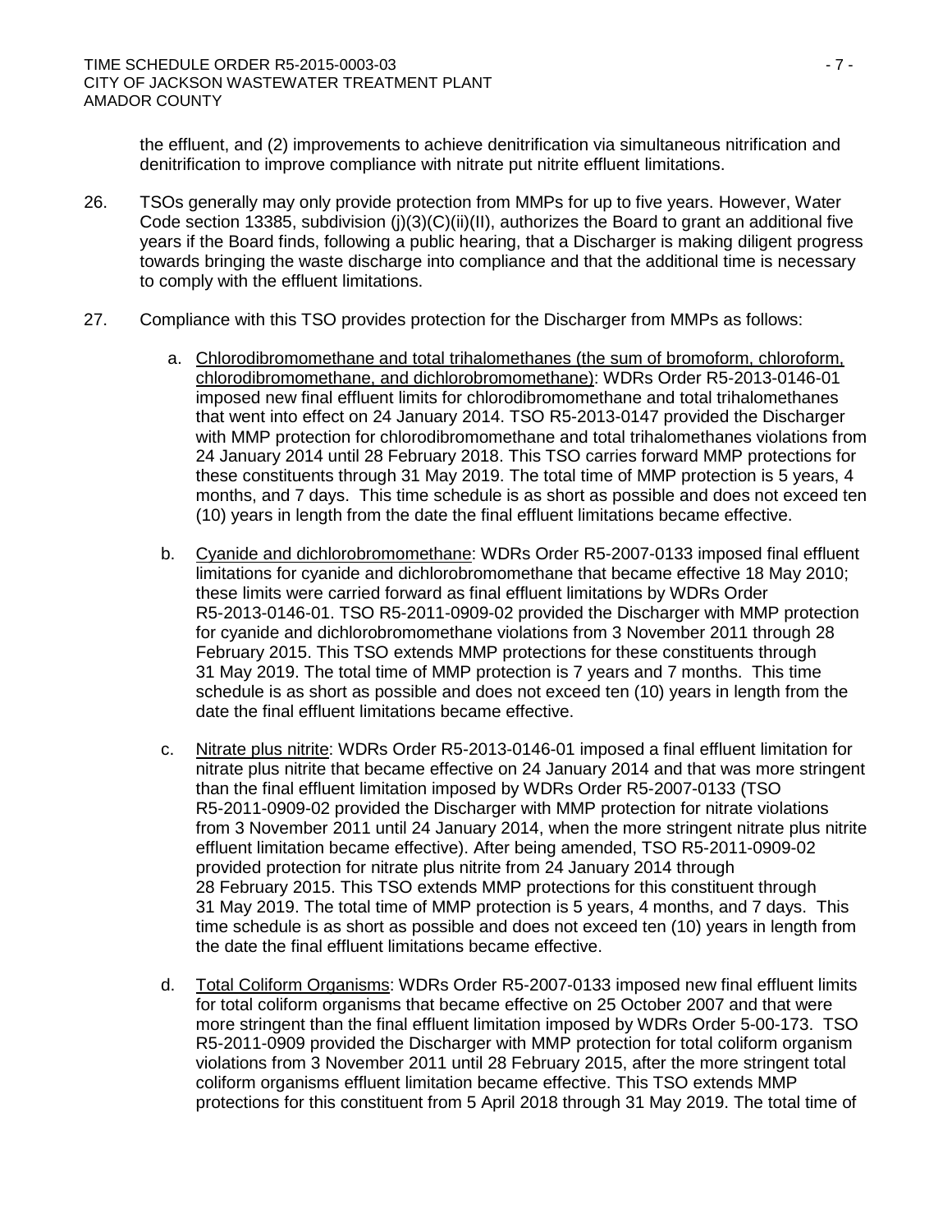the effluent, and (2) improvements to achieve denitrification via simultaneous nitrification and denitrification to improve compliance with nitrate put nitrite effluent limitations.

26. TSOs generally may only provide protection from MMPs for up to five years. However, Water Code section 13385, subdivision (j)(3)(C)(ii)(II), authorizes the Board to grant an additional five years if the Board finds, following a public hearing, that a Discharger is making diligent progress towards bringing the waste discharge into compliance and that the additional time is necessary to comply with the effluent limitations.

27. Compliance with this TSO provides protection for the Discharger from MMPs as follows:

    a. Chlorodibromomethane and total trihalomethanes (the sum of bromoform, chloroform, chlorodibromomethane, and dichlorobromomethane): WDRs Order R5-2013-0146-01 imposed new final effluent limits for chlorodibromomethane and total trihalomethanes that went into effect on 24 January 2014. TSO R5-2013-0147 provided the Discharger with MMP protection for chlorodibromomethane and total trihalomethanes violations from 24 January 2014 until 28 February 2018. This TSO carries forward MMP protections for these constituents through 31 May 2019. The total time of MMP protection is 5 years, 4 months, and 7 days. This time schedule is as short as possible and does not exceed ten (10) years in length from the date the final effluent limitations became effective.

    b. Cyanide and dichlorobromomethane: WDRs Order R5-2007-0133 imposed final effluent limitations for cyanide and dichlorobromomethane that became effective 18 May 2010; these limits were carried forward as final effluent limitations by WDRs Order R5-2013-0146-01. TSO R5-2011-0909-02 provided the Discharger with MMP protection for cyanide and dichlorobromomethane violations from 3 November 2011 through 28 February 2015. This TSO extends MMP protections for these constituents through 31 May 2019. The total time of MMP protection is 7 years and 7 months. This time schedule is as short as possible and does not exceed ten (10) years in length from the date the final effluent limitations became effective.

    c. Nitrate plus nitrite: WDRs Order R5-2013-0146-01 imposed a final effluent limitation for nitrate plus nitrite that became effective on 24 January 2014 and that was more stringent than the final effluent limitation imposed by WDRs Order R5-2007-0133 (TSO R5-2011-0909-02 provided the Discharger with MMP protection for nitrate violations from 3 November 2011 until 24 January 2014, when the more stringent nitrate plus nitrite effluent limitation became effective). After being amended, TSO R5-2011-0909-02 provided protection for nitrate plus nitrite from 24 January 2014 through 28 February 2015. This TSO extends MMP protections for this constituent through 31 May 2019. The total time of MMP protection is 5 years, 4 months, and 7 days. This time schedule is as short as possible and does not exceed ten (10) years in length from the date the final effluent limitations became effective.

    d. Total Coliform Organisms: WDRs Order R5-2007-0133 imposed new final effluent limits for total coliform organisms that became effective on 25 October 2007 and that were more stringent than the final effluent limitation imposed by WDRs Order 5-00-173. TSO R5-2011-0909 provided the Discharger with MMP protection for total coliform organism violations from 3 November 2011 until 28 February 2015, after the more stringent total coliform organisms effluent limitation became effective. This TSO extends MMP protections for this constituent from 5 April 2018 through 31 May 2019. The total time of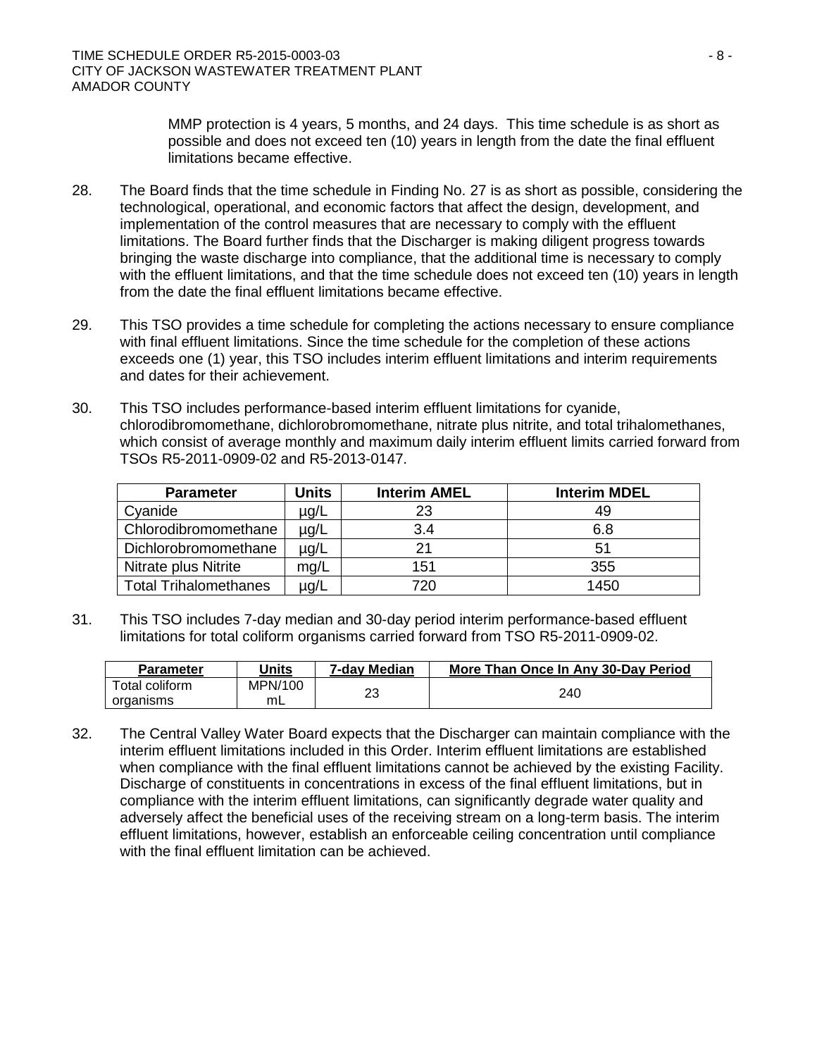MMP protection is 4 years, 5 months, and 24 days. This time schedule is as short as possible and does not exceed ten (10) years in length from the date the final effluent limitations became effective.

28. The Board finds that the time schedule in Finding No. 27 is as short as possible, considering the technological, operational, and economic factors that affect the design, development, and implementation of the control measures that are necessary to comply with the effluent limitations. The Board further finds that the Discharger is making diligent progress towards bringing the waste discharge into compliance, that the additional time is necessary to comply with the effluent limitations, and that the time schedule does not exceed ten (10) years in length from the date the final effluent limitations became effective.

29. This TSO provides a time schedule for completing the actions necessary to ensure compliance with final effluent limitations. Since the time schedule for the completion of these actions exceeds one (1) year, this TSO includes interim effluent limitations and interim requirements and dates for their achievement.

30. This TSO includes performance-based interim effluent limitations for cyanide, chlorodibromomethane, dichlorobromomethane, nitrate plus nitrite, and total trihalomethanes, which consist of average monthly and maximum daily interim effluent limits carried forward from TSOs R5-2011-0909-02 and R5-2013-0147.

| Parameter | Units | Interim AMEL | Interim MDEL |
|---|---|---|---|
| Cyanide | µg/L | 23 | 49 |
| Chlorodibromomethane | µg/L | 3.4 | 6.8 |
| Dichlorobromomethane | µg/L | 21 | 51 |
| Nitrate plus Nitrite | mg/L | 151 | 355 |
| Total Trihalomethanes | µg/L | 720 | 1450 |

31. This TSO includes 7-day median and 30-day period interim performance-based effluent limitations for total coliform organisms carried forward from TSO R5-2011-0909-02.

| Parameter | Units | 7-day Median | More Than Once In Any 30-Day Period |
|---|---|---|---|
| Total coliform organisms | MPN/100 mL | 23 | 240 |

32. The Central Valley Water Board expects that the Discharger can maintain compliance with the interim effluent limitations included in this Order. Interim effluent limitations are established when compliance with the final effluent limitations cannot be achieved by the existing Facility. Discharge of constituents in concentrations in excess of the final effluent limitations, but in compliance with the interim effluent limitations, can significantly degrade water quality and adversely affect the beneficial uses of the receiving stream on a long-term basis. The interim effluent limitations, however, establish an enforceable ceiling concentration until compliance with the final effluent limitation can be achieved.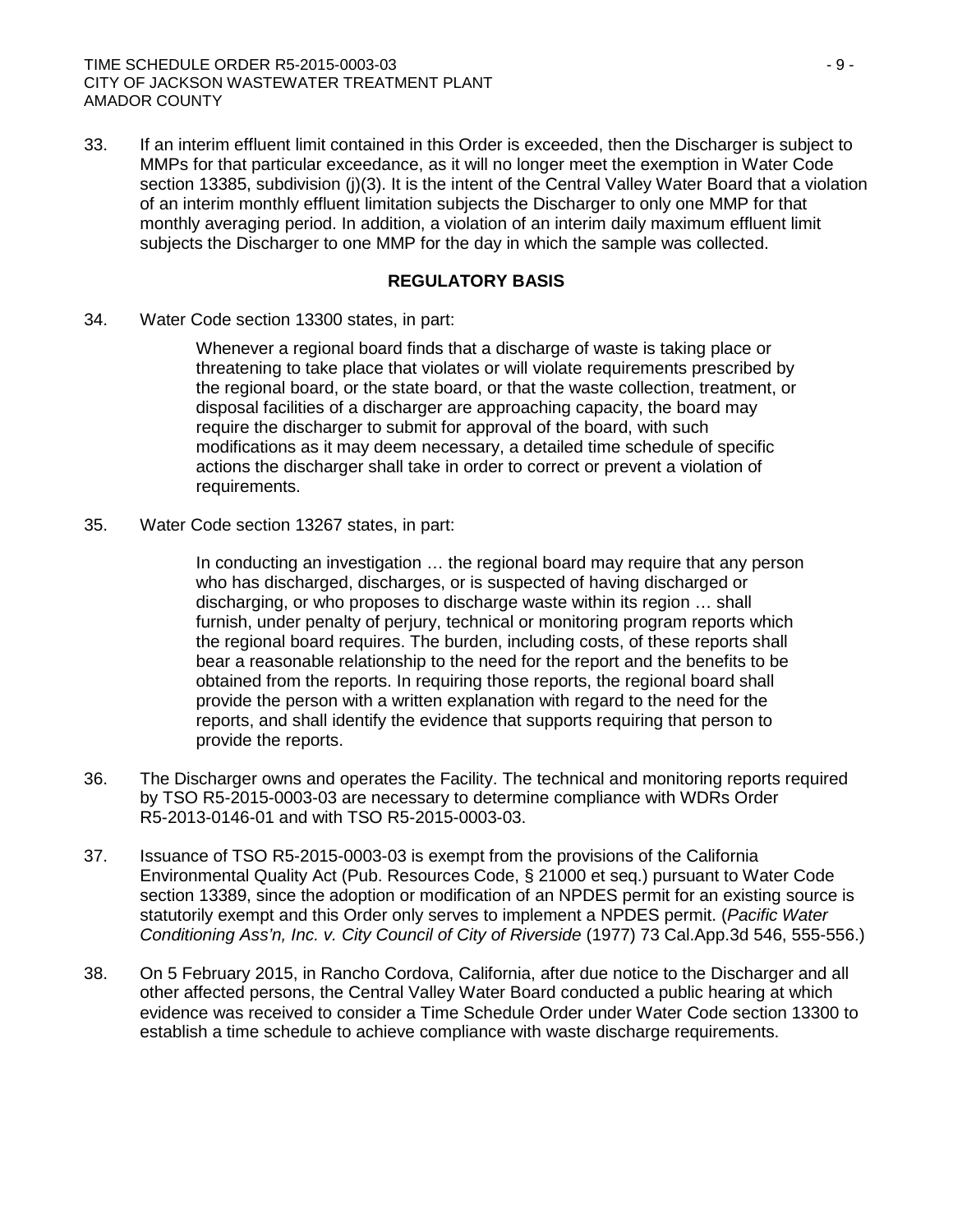33. If an interim effluent limit contained in this Order is exceeded, then the Discharger is subject to MMPs for that particular exceedance, as it will no longer meet the exemption in Water Code section 13385, subdivision (j)(3). It is the intent of the Central Valley Water Board that a violation of an interim monthly effluent limitation subjects the Discharger to only one MMP for that monthly averaging period. In addition, a violation of an interim daily maximum effluent limit subjects the Discharger to one MMP for the day in which the sample was collected.

**REGULATORY BASIS**

34. Water Code section 13300 states, in part:

    > Whenever a regional board finds that a discharge of waste is taking place or threatening to take place that violates or will violate requirements prescribed by the regional board, or the state board, or that the waste collection, treatment, or disposal facilities of a discharger are approaching capacity, the board may require the discharger to submit for approval of the board, with such modifications as it may deem necessary, a detailed time schedule of specific actions the discharger shall take in order to correct or prevent a violation of requirements.

35. Water Code section 13267 states, in part:

    > In conducting an investigation … the regional board may require that any person who has discharged, discharges, or is suspected of having discharged or discharging, or who proposes to discharge waste within its region … shall furnish, under penalty of perjury, technical or monitoring program reports which the regional board requires. The burden, including costs, of these reports shall bear a reasonable relationship to the need for the report and the benefits to be obtained from the reports. In requiring those reports, the regional board shall provide the person with a written explanation with regard to the need for the reports, and shall identify the evidence that supports requiring that person to provide the reports.

36. The Discharger owns and operates the Facility. The technical and monitoring reports required by TSO R5-2015-0003-03 are necessary to determine compliance with WDRs Order R5-2013-0146-01 and with TSO R5-2015-0003-03.

37. Issuance of TSO R5-2015-0003-03 is exempt from the provisions of the California Environmental Quality Act (Pub. Resources Code, § 21000 et seq.) pursuant to Water Code section 13389, since the adoption or modification of an NPDES permit for an existing source is statutorily exempt and this Order only serves to implement a NPDES permit. (*Pacific Water Conditioning Ass'n, Inc. v. City Council of City of Riverside* (1977) 73 Cal.App.3d 546, 555-556.)

38. On 5 February 2015, in Rancho Cordova, California, after due notice to the Discharger and all other affected persons, the Central Valley Water Board conducted a public hearing at which evidence was received to consider a Time Schedule Order under Water Code section 13300 to establish a time schedule to achieve compliance with waste discharge requirements.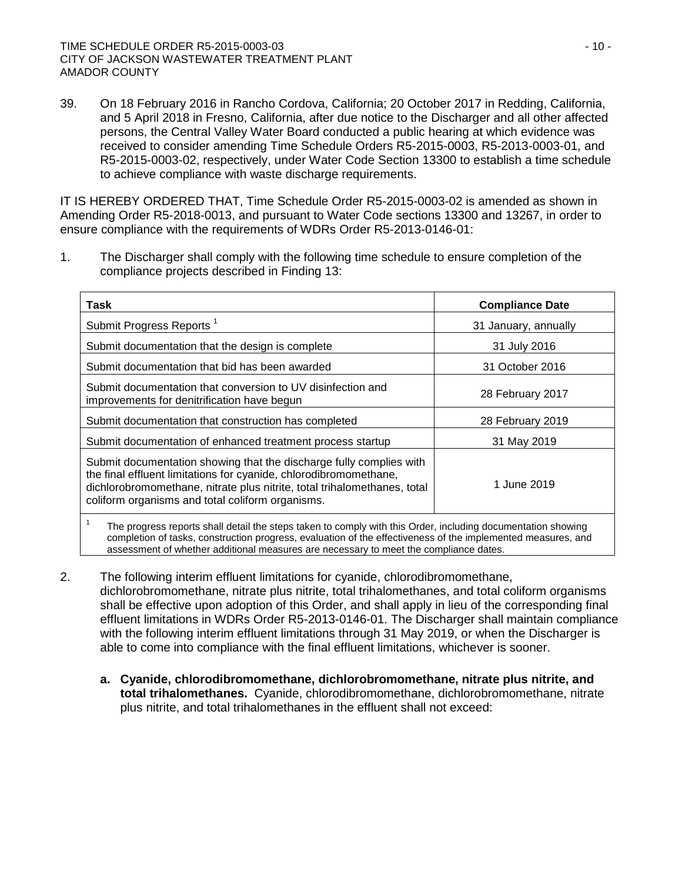39. On 18 February 2016 in Rancho Cordova, California; 20 October 2017 in Redding, California, and 5 April 2018 in Fresno, California, after due notice to the Discharger and all other affected persons, the Central Valley Water Board conducted a public hearing at which evidence was received to consider amending Time Schedule Orders R5-2015-0003, R5-2013-0003-01, and R5-2015-0003-02, respectively, under Water Code Section 13300 to establish a time schedule to achieve compliance with waste discharge requirements.

IT IS HEREBY ORDERED THAT, Time Schedule Order R5-2015-0003-02 is amended as shown in Amending Order R5-2018-0013, and pursuant to Water Code sections 13300 and 13267, in order to ensure compliance with the requirements of WDRs Order R5-2013-0146-01:

1. The Discharger shall comply with the following time schedule to ensure completion of the compliance projects described in Finding 13:

| Task | Compliance Date |
|---|---|
| Submit Progress Reports [1] | 31 January, annually |
| Submit documentation that the design is complete | 31 July 2016 |
| Submit documentation that bid has been awarded | 31 October 2016 |
| Submit documentation that conversion to UV disinfection and improvements for denitrification have begun | 28 February 2017 |
| Submit documentation that construction has completed | 28 February 2019 |
| Submit documentation of enhanced treatment process startup | 31 May 2019 |
| Submit documentation showing that the discharge fully complies with the final effluent limitations for cyanide, chlorodibromomethane, dichlorobromomethane, nitrate plus nitrite, total trihalomethanes, total coliform organisms and total coliform organisms. | 1 June 2019 |

[1] The progress reports shall detail the steps taken to comply with this Order, including documentation showing completion of tasks, construction progress, evaluation of the effectiveness of the implemented measures, and assessment of whether additional measures are necessary to meet the compliance dates.

2. The following interim effluent limitations for cyanide, chlorodibromomethane, dichlorobromomethane, nitrate plus nitrite, total trihalomethanes, and total coliform organisms shall be effective upon adoption of this Order, and shall apply in lieu of the corresponding final effluent limitations in WDRs Order R5-2013-0146-01. The Discharger shall maintain compliance with the following interim effluent limitations through 31 May 2019, or when the Discharger is able to come into compliance with the final effluent limitations, whichever is sooner.

   a. **Cyanide, chlorodibromomethane, dichlorobromomethane, nitrate plus nitrite, and total trihalomethanes.** Cyanide, chlorodibromomethane, dichlorobromomethane, nitrate plus nitrite, and total trihalomethanes in the effluent shall not exceed: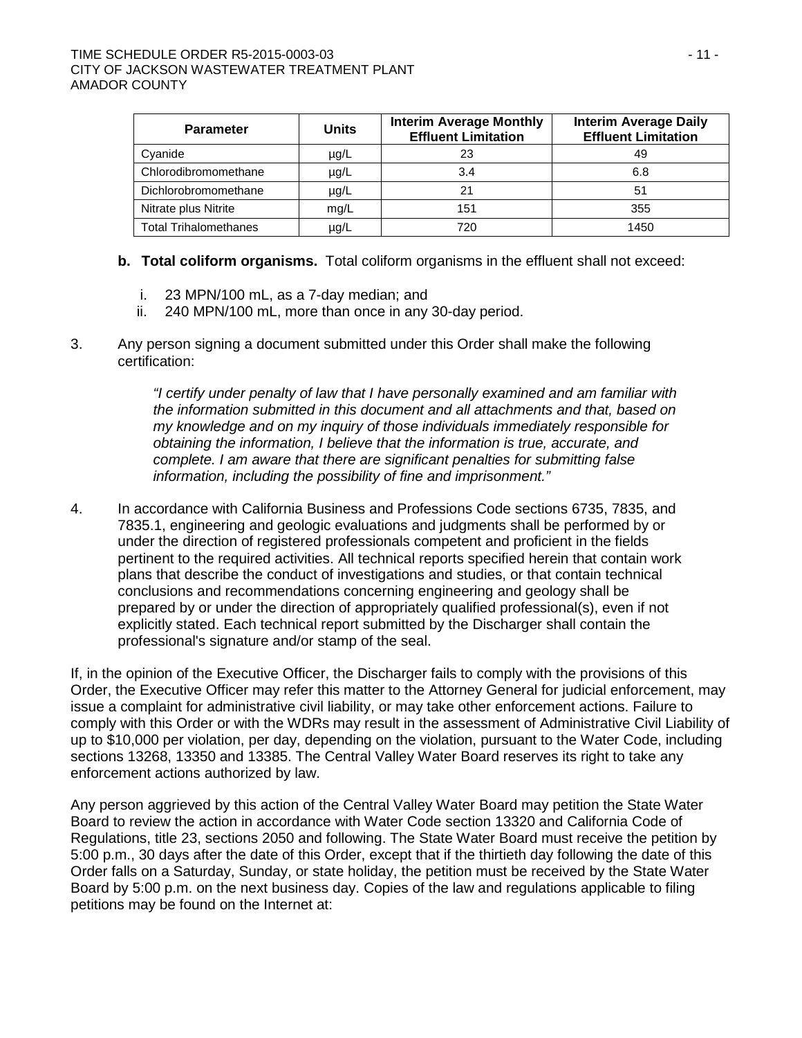| Parameter | Units | Interim Average Monthly Effluent Limitation | Interim Average Daily Effluent Limitation |
|---|---|---|---|
| Cyanide | µg/L | 23 | 49 |
| Chlorodibromomethane | µg/L | 3.4 | 6.8 |
| Dichlorobromomethane | µg/L | 21 | 51 |
| Nitrate plus Nitrite | mg/L | 151 | 355 |
| Total Trihalomethanes | µg/L | 720 | 1450 |

**b. Total coliform organisms.** Total coliform organisms in the effluent shall not exceed:

i. 23 MPN/100 mL, as a 7-day median; and

ii. 240 MPN/100 mL, more than once in any 30-day period.

3. Any person signing a document submitted under this Order shall make the following certification:

*"I certify under penalty of law that I have personally examined and am familiar with the information submitted in this document and all attachments and that, based on my knowledge and on my inquiry of those individuals immediately responsible for obtaining the information, I believe that the information is true, accurate, and complete. I am aware that there are significant penalties for submitting false information, including the possibility of fine and imprisonment."*

4. In accordance with California Business and Professions Code sections 6735, 7835, and 7835.1, engineering and geologic evaluations and judgments shall be performed by or under the direction of registered professionals competent and proficient in the fields pertinent to the required activities. All technical reports specified herein that contain work plans that describe the conduct of investigations and studies, or that contain technical conclusions and recommendations concerning engineering and geology shall be prepared by or under the direction of appropriately qualified professional(s), even if not explicitly stated. Each technical report submitted by the Discharger shall contain the professional's signature and/or stamp of the seal.

If, in the opinion of the Executive Officer, the Discharger fails to comply with the provisions of this Order, the Executive Officer may refer this matter to the Attorney General for judicial enforcement, may issue a complaint for administrative civil liability, or may take other enforcement actions. Failure to comply with this Order or with the WDRs may result in the assessment of Administrative Civil Liability of up to $10,000 per violation, per day, depending on the violation, pursuant to the Water Code, including sections 13268, 13350 and 13385. The Central Valley Water Board reserves its right to take any enforcement actions authorized by law.

Any person aggrieved by this action of the Central Valley Water Board may petition the State Water Board to review the action in accordance with Water Code section 13320 and California Code of Regulations, title 23, sections 2050 and following. The State Water Board must receive the petition by 5:00 p.m., 30 days after the date of this Order, except that if the thirtieth day following the date of this Order falls on a Saturday, Sunday, or state holiday, the petition must be received by the State Water Board by 5:00 p.m. on the next business day. Copies of the law and regulations applicable to filing petitions may be found on the Internet at: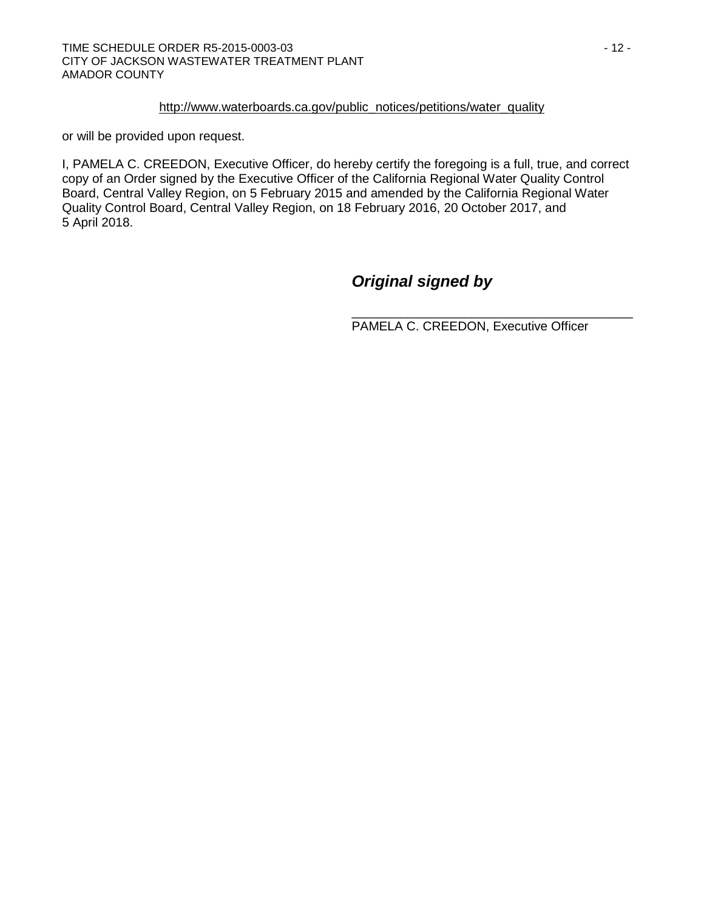http://www.waterboards.ca.gov/public_notices/petitions/water_quality

or will be provided upon request.

I, PAMELA C. CREEDON, Executive Officer, do hereby certify the foregoing is a full, true, and correct copy of an Order signed by the Executive Officer of the California Regional Water Quality Control Board, Central Valley Region, on 5 February 2015 and amended by the California Regional Water Quality Control Board, Central Valley Region, on 18 February 2016, 20 October 2017, and 5 April 2018.

***Original signed by***

\_\_\_\_\_\_\_\_\_\_\_\_\_\_\_\_\_\_\_\_\_\_\_\_\_\_\_\_\_\_\_\_\_\_\_\_\_\_

PAMELA C. CREEDON, Executive Officer